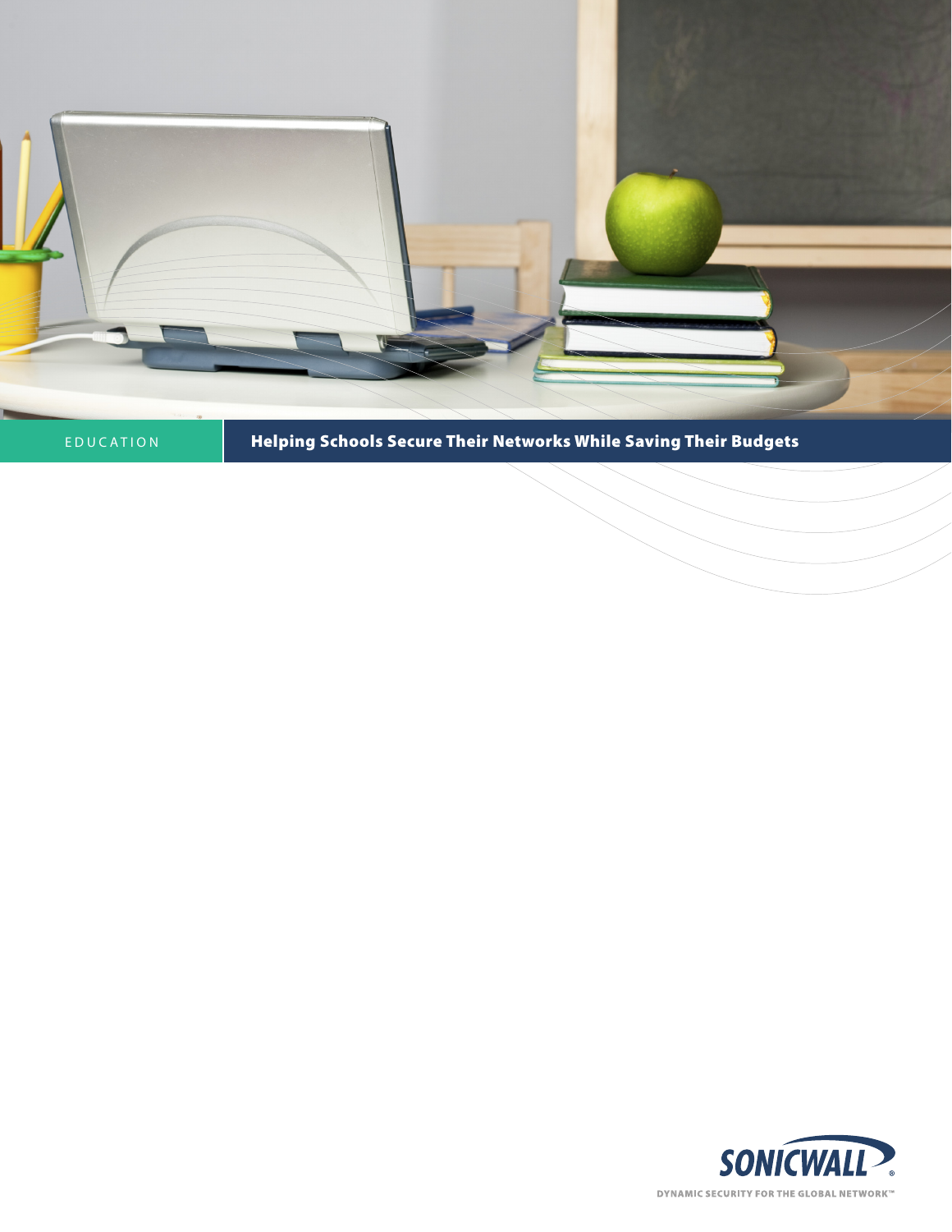EDUCATION

# Helping Schools Secure Their Networks While Saving Their Budgets

SONICWALL

DYNAMIC SECURITY FOR THE GLOBAL NETWORK™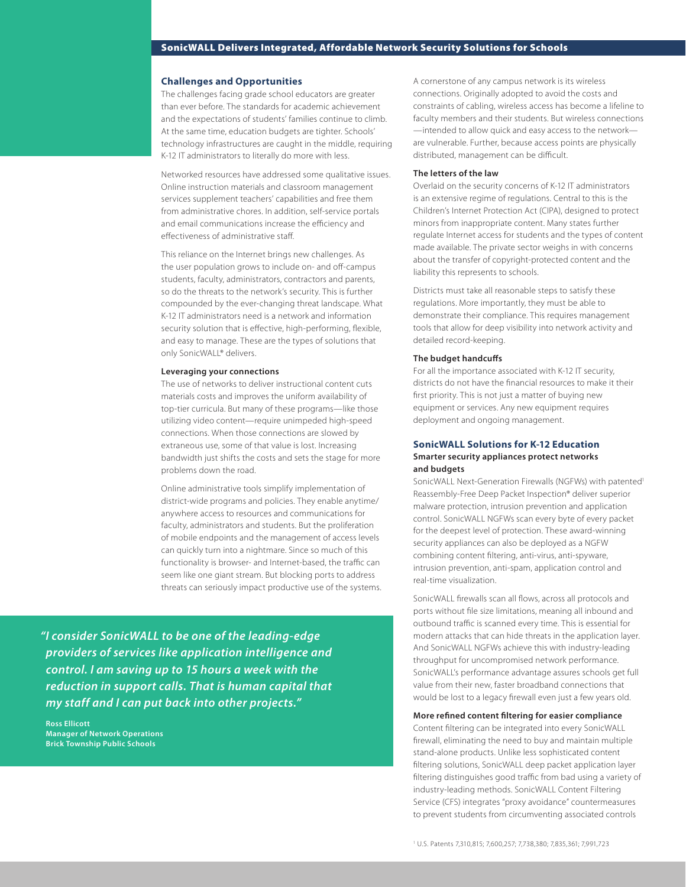## SonicWALL Delivers Integrated, Affordable Network Security Solutions for Schools

### Challenges and Opportunities

The challenges facing grade school educators are greater than ever before. The standards for academic achievement and the expectations of students' families continue to climb. At the same time, education budgets are tighter. Schools' technology infrastructures are caught in the middle, requiring K-12 IT administrators to literally do more with less.

Networked resources have addressed some qualitative issues. Online instruction materials and classroom management services supplement teachers' capabilities and free them from administrative chores. In addition, self-service portals and email communications increase the efficiency and effectiveness of administrative staff.

This reliance on the Internet brings new challenges. As the user population grows to include on- and off-campus students, faculty, administrators, contractors and parents, so do the threats to the network's security. This is further compounded by the ever-changing threat landscape. What K-12 IT administrators need is a network and information security solution that is effective, high-performing, flexible, and easy to manage. These are the types of solutions that only SonicWALL® delivers.

#### Leveraging your connections

The use of networks to deliver instructional content cuts materials costs and improves the uniform availability of top-tier curricula. But many of these programs—like those utilizing video content—require unimpeded high-speed connections. When those connections are slowed by extraneous use, some of that value is lost. Increasing bandwidth just shifts the costs and sets the stage for more problems down the road.

Online administrative tools simplify implementation of district-wide programs and policies. They enable anytime/anywhere access to resources and communications for faculty, administrators and students. But the proliferation of mobile endpoints and the management of access levels can quickly turn into a nightmare. Since so much of this functionality is browser- and Internet-based, the traffic can seem like one giant stream. But blocking ports to address threats can seriously impact productive use of the systems.

A cornerstone of any campus network is its wireless connections. Originally adopted to avoid the costs and constraints of cabling, wireless access has become a lifeline to faculty members and their students. But wireless connections —intended to allow quick and easy access to the network—are vulnerable. Further, because access points are physically distributed, management can be difficult.

#### The letters of the law

Overlaid on the security concerns of K-12 IT administrators is an extensive regime of regulations. Central to this is the Children's Internet Protection Act (CIPA), designed to protect minors from inappropriate content. Many states further regulate Internet access for students and the types of content made available. The private sector weighs in with concerns about the transfer of copyright-protected content and the liability this represents to schools.

Districts must take all reasonable steps to satisfy these regulations. More importantly, they must be able to demonstrate their compliance. This requires management tools that allow for deep visibility into network activity and detailed record-keeping.

#### The budget handcuffs

For all the importance associated with K-12 IT security, districts do not have the financial resources to make it their first priority. This is not just a matter of buying new equipment or services. Any new equipment requires deployment and ongoing management.

> ***"I consider SonicWALL to be one of the leading-edge providers of services like application intelligence and control. I am saving up to 15 hours a week with the reduction in support calls. That is human capital that my staff and I can put back into other projects."***
>
> **Ross Ellicott**
> **Manager of Network Operations**
> **Brick Township Public Schools**

### SonicWALL Solutions for K-12 Education

#### Smarter security appliances protect networks and budgets

SonicWALL Next-Generation Firewalls (NGFWs) with patented[1] Reassembly-Free Deep Packet Inspection® deliver superior malware protection, intrusion prevention and application control. SonicWALL NGFWs scan every byte of every packet for the deepest level of protection. These award-winning security appliances can also be deployed as a NGFW combining content filtering, anti-virus, anti-spyware, intrusion prevention, anti-spam, application control and real-time visualization.

SonicWALL firewalls scan all flows, across all protocols and ports without file size limitations, meaning all inbound and outbound traffic is scanned every time. This is essential for modern attacks that can hide threats in the application layer. And SonicWALL NGFWs achieve this with industry-leading throughput for uncompromised network performance. SonicWALL's performance advantage assures schools get full value from their new, faster broadband connections that would be lost to a legacy firewall even just a few years old.

#### More refined content filtering for easier compliance

Content filtering can be integrated into every SonicWALL firewall, eliminating the need to buy and maintain multiple stand-alone products. Unlike less sophisticated content filtering solutions, SonicWALL deep packet application layer filtering distinguishes good traffic from bad using a variety of industry-leading methods. SonicWALL Content Filtering Service (CFS) integrates "proxy avoidance" countermeasures to prevent students from circumventing associated controls

[1] U.S. Patents 7,310,815; 7,600,257; 7,738,380; 7,835,361; 7,991,723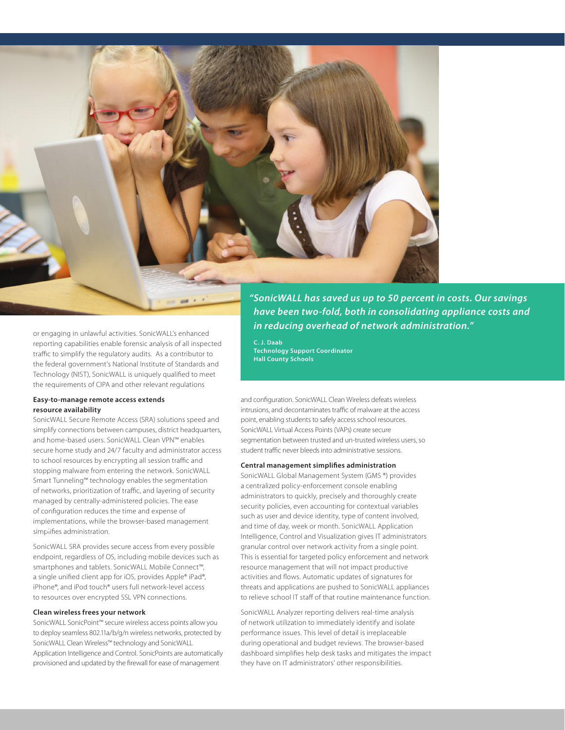or engaging in unlawful activities. SonicWALL's enhanced reporting capabilities enable forensic analysis of all inspected traffic to simplify the regulatory audits. As a contributor to the federal government's National Institute of Standards and Technology (NIST), SonicWALL is uniquely qualified to meet the requirements of CIPA and other relevant regulations

#### Easy-to-manage remote access extends resource availability

SonicWALL Secure Remote Access (SRA) solutions speed and simplify connections between campuses, district headquarters, and home-based users. SonicWALL Clean VPN™ enables secure home study and 24/7 faculty and administrator access to school resources by encrypting all session traffic and stopping malware from entering the network. SonicWALL Smart Tunneling™ technology enables the segmentation of networks, prioritization of traffic, and layering of security managed by centrally-administered policies. The ease of configuration reduces the time and expense of implementations, while the browser-based management simplifies administration.

SonicWALL SRA provides secure access from every possible endpoint, regardless of OS, including mobile devices such as smartphones and tablets. SonicWALL Mobile Connect™, a single unified client app for iOS, provides Apple® iPad®, iPhone®, and iPod touch® users full network-level access to resources over encrypted SSL VPN connections.

#### Clean wireless frees your network

SonicWALL SonicPoint™ secure wireless access points allow you to deploy seamless 802.11a/b/g/n wireless networks, protected by SonicWALL Clean Wireless™ technology and SonicWALL Application Intelligence and Control. SonicPoints are automatically provisioned and updated by the firewall for ease of management and configuration. SonicWALL Clean Wireless defeats wireless intrusions, and decontaminates traffic of malware at the access point, enabling students to safely access school resources. SonicWALL Virtual Access Points (VAPs) create secure segmentation between trusted and un-trusted wireless users, so student traffic never bleeds into administrative sessions.

> ***"SonicWALL has saved us up to 50 percent in costs. Our savings have been two-fold, both in consolidating appliance costs and in reducing overhead of network administration."***
>
> **C. J. Daab**
> **Technology Support Coordinator**
> **Hall County Schools**

#### Central management simplifies administration

SonicWALL Global Management System (GMS ®) provides a centralized policy-enforcement console enabling administrators to quickly, precisely and thoroughly create security policies, even accounting for contextual variables such as user and device identity, type of content involved, and time of day, week or month. SonicWALL Application Intelligence, Control and Visualization gives IT administrators granular control over network activity from a single point. This is essential for targeted policy enforcement and network resource management that will not impact productive activities and flows. Automatic updates of signatures for threats and applications are pushed to SonicWALL appliances to relieve school IT staff of that routine maintenance function.

SonicWALL Analyzer reporting delivers real-time analysis of network utilization to immediately identify and isolate performance issues. This level of detail is irreplaceable during operational and budget reviews. The browser-based dashboard simplifies help desk tasks and mitigates the impact they have on IT administrators' other responsibilities.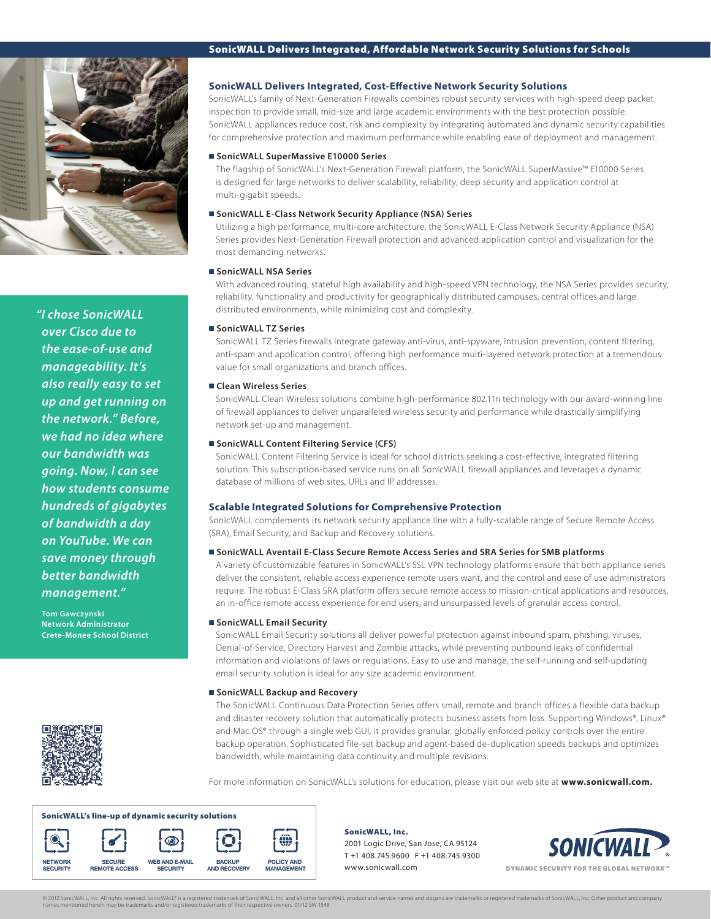## SonicWALL Delivers Integrated, Affordable Network Security Solutions for Schools

### SonicWALL Delivers Integrated, Cost-Effective Network Security Solutions

SonicWALL's family of Next-Generation Firewalls combines robust security services with high-speed deep packet inspection to provide small, mid-size and large academic environments with the best protection possible. SonicWALL appliances reduce cost, risk and complexity by integrating automated and dynamic security capabilities for comprehensive protection and maximum performance while enabling ease of deployment and management.

- **SonicWALL SuperMassive E10000 Series**
  The flagship of SonicWALL's Next-Generation Firewall platform, the SonicWALL SuperMassive™ E10000 Series is designed for large networks to deliver scalability, reliability, deep security and application control at multi-gigabit speeds.

- **SonicWALL E-Class Network Security Appliance (NSA) Series**
  Utilizing a high performance, multi-core architecture, the SonicWALL E-Class Network Security Appliance (NSA) Series provides Next-Generation Firewall protection and advanced application control and visualization for the most demanding networks.

- **SonicWALL NSA Series**
  With advanced routing, stateful high availability and high-speed VPN technology, the NSA Series provides security, reliability, functionality and productivity for geographically distributed campuses, central offices and large distributed environments, while minimizing cost and complexity.

- **SonicWALL TZ Series**
  SonicWALL TZ Series firewalls integrate gateway anti-virus, anti-spyware, intrusion prevention, content filtering, anti-spam and application control, offering high performance multi-layered network protection at a tremendous value for small organizations and branch offices.

- **Clean Wireless Series**
  SonicWALL Clean Wireless solutions combine high-performance 802.11n technology with our award-winning line of firewall appliances to deliver unparalleled wireless security and performance while drastically simplifying network set-up and management.

- **SonicWALL Content Filtering Service (CFS)**
  SonicWALL Content Filtering Service is ideal for school districts seeking a cost-effective, integrated filtering solution. This subscription-based service runs on all SonicWALL firewall appliances and leverages a dynamic database of millions of web sites, URLs and IP addresses.

*"I chose SonicWALL over Cisco due to the ease-of-use and manageability. It's also really easy to set up and get running on the network." Before, we had no idea where our bandwidth was going. Now, I can see how students consume hundreds of gigabytes of bandwidth a day on YouTube. We can save money through better bandwidth management."*

**Tom Gawczynski**
**Network Administrator**
**Crete-Monee School District**

### Scalable Integrated Solutions for Comprehensive Protection

SonicWALL complements its network security appliance line with a fully-scalable range of Secure Remote Access (SRA), Email Security, and Backup and Recovery solutions.

- **SonicWALL Aventail E-Class Secure Remote Access Series and SRA Series for SMB platforms**
  A variety of customizable features in SonicWALL's SSL VPN technology platforms ensure that both appliance series deliver the consistent, reliable access experience remote users want, and the control and ease of use administrators require. The robust E-Class SRA platform offers secure remote access to mission-critical applications and resources, an in-office remote access experience for end users, and unsurpassed levels of granular access control.

- **SonicWALL Email Security**
  SonicWALL Email Security solutions all deliver powerful protection against inbound spam, phishing, viruses, Denial-of-Service, Directory Harvest and Zombie attacks, while preventing outbound leaks of confidential information and violations of laws or regulations. Easy to use and manage, the self-running and self-updating email security solution is ideal for any size academic environment.

- **SonicWALL Backup and Recovery**
  The SonicWALL Continuous Data Protection Series offers small, remote and branch offices a flexible data backup and disaster recovery solution that automatically protects business assets from loss. Supporting Windows®, Linux® and Mac OS® through a single web GUI, it provides granular, globally enforced policy controls over the entire backup operation. Sophisticated file-set backup and agent-based de-duplication speeds backups and optimizes bandwidth, while maintaining data continuity and multiple revisions.

For more information on SonicWALL's solutions for education, please visit our web site at **www.sonicwall.com.**

**SonicWALL's line-up of dynamic security solutions**

NETWORK SECURITY | SECURE REMOTE ACCESS | WEB AND E-MAIL SECURITY | BACKUP AND RECOVERY | POLICY AND MANAGEMENT

**SonicWALL, Inc.**
2001 Logic Drive, San Jose, CA 95124
T +1 408.745.9600 F +1 408.745.9300
www.sonicwall.com

SONICWALL®
DYNAMIC SECURITY FOR THE GLOBAL NETWORK™

© 2012 SonicWALL, Inc. All rights reserved. SonicWALL® is a registered trademark of SonicWALL, Inc. and all other SonicWALL product and service names and slogans are trademarks or registered trademarks of SonicWALL, Inc. Other product and company names mentioned herein may be trademarks and/or registered trademarks of their respective owners. 01/12 SW 1548